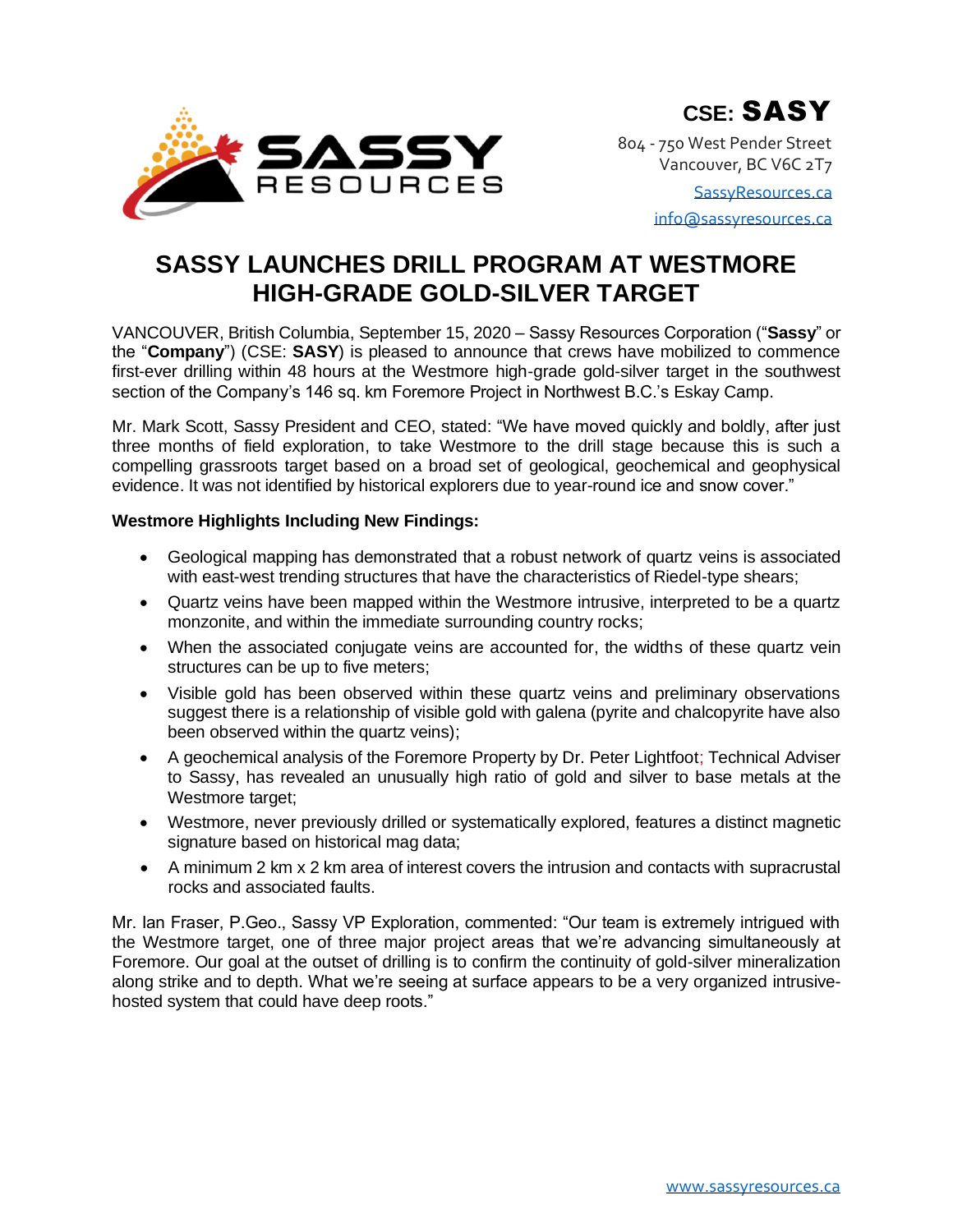**CSE: SASSY**

804 - 750 West Pender Street
Vancouver, BC V6C 2T7

SassyResources.ca

info@sassyresources.ca

# SASSY LAUNCHES DRILL PROGRAM AT WESTMORE HIGH-GRADE GOLD-SILVER TARGET

VANCOUVER, British Columbia, September 15, 2020 – Sassy Resources Corporation ("**Sassy**" or the "**Company**") (CSE: **SASY**) is pleased to announce that crews have mobilized to commence first-ever drilling within 48 hours at the Westmore high-grade gold-silver target in the southwest section of the Company's 146 sq. km Foremore Project in Northwest B.C.'s Eskay Camp.

Mr. Mark Scott, Sassy President and CEO, stated: "We have moved quickly and boldly, after just three months of field exploration, to take Westmore to the drill stage because this is such a compelling grassroots target based on a broad set of geological, geochemical and geophysical evidence. It was not identified by historical explorers due to year-round ice and snow cover."

**Westmore Highlights Including New Findings:**

- Geological mapping has demonstrated that a robust network of quartz veins is associated with east-west trending structures that have the characteristics of Riedel-type shears;
- Quartz veins have been mapped within the Westmore intrusive, interpreted to be a quartz monzonite, and within the immediate surrounding country rocks;
- When the associated conjugate veins are accounted for, the widths of these quartz vein structures can be up to five meters;
- Visible gold has been observed within these quartz veins and preliminary observations suggest there is a relationship of visible gold with galena (pyrite and chalcopyrite have also been observed within the quartz veins);
- A geochemical analysis of the Foremore Property by Dr. Peter Lightfoot; Technical Adviser to Sassy, has revealed an unusually high ratio of gold and silver to base metals at the Westmore target;
- Westmore, never previously drilled or systematically explored, features a distinct magnetic signature based on historical mag data;
- A minimum 2 km x 2 km area of interest covers the intrusion and contacts with supracrustal rocks and associated faults.

Mr. Ian Fraser, P.Geo., Sassy VP Exploration, commented: "Our team is extremely intrigued with the Westmore target, one of three major project areas that we're advancing simultaneously at Foremore. Our goal at the outset of drilling is to confirm the continuity of gold-silver mineralization along strike and to depth. What we're seeing at surface appears to be a very organized intrusive-hosted system that could have deep roots."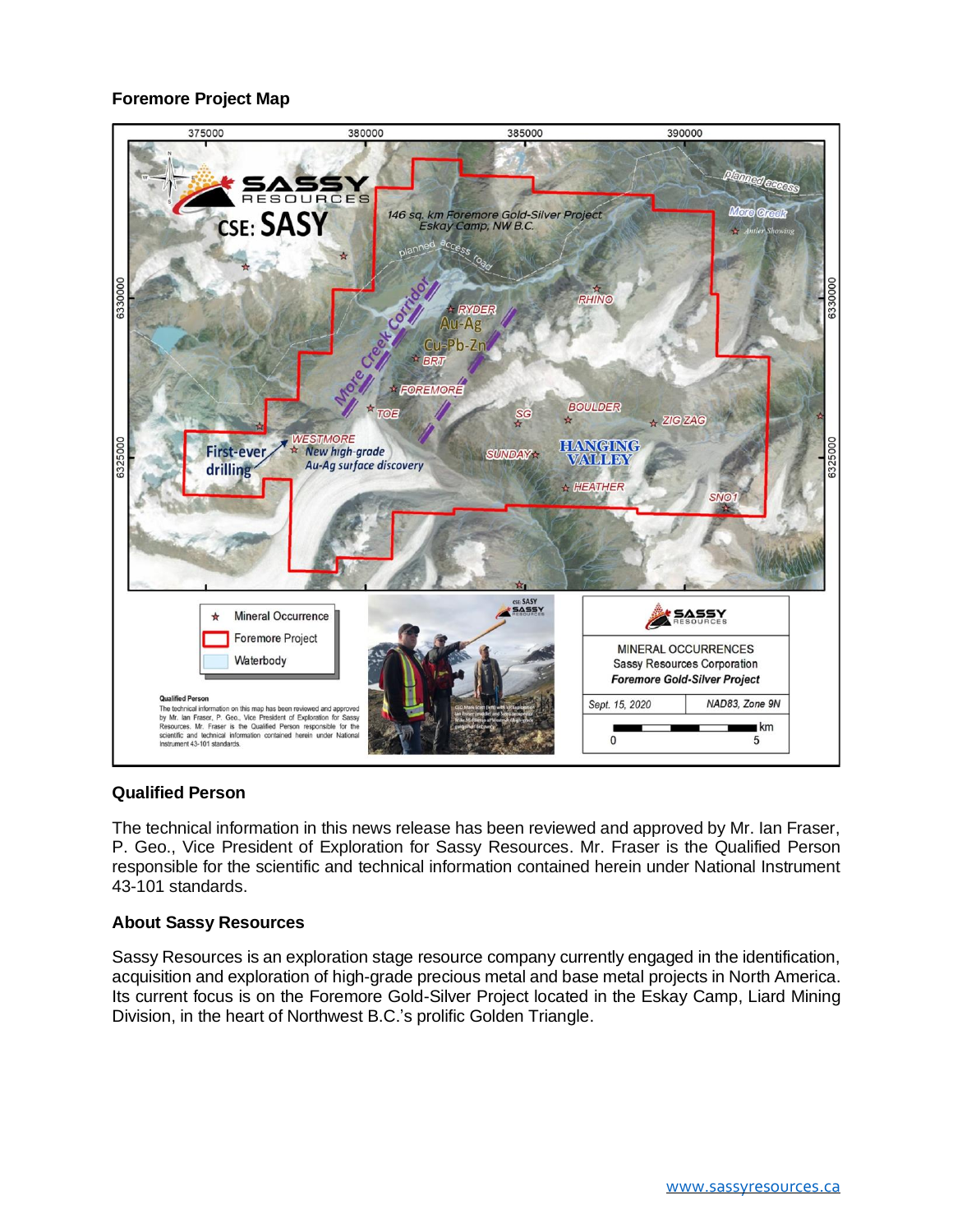**Foremore Project Map**

**Qualified Person**

The technical information in this news release has been reviewed and approved by Mr. Ian Fraser, P. Geo., Vice President of Exploration for Sassy Resources. Mr. Fraser is the Qualified Person responsible for the scientific and technical information contained herein under National Instrument 43-101 standards.

**About Sassy Resources**

Sassy Resources is an exploration stage resource company currently engaged in the identification, acquisition and exploration of high-grade precious metal and base metal projects in North America. Its current focus is on the Foremore Gold-Silver Project located in the Eskay Camp, Liard Mining Division, in the heart of Northwest B.C.'s prolific Golden Triangle.

www.sassyresources.ca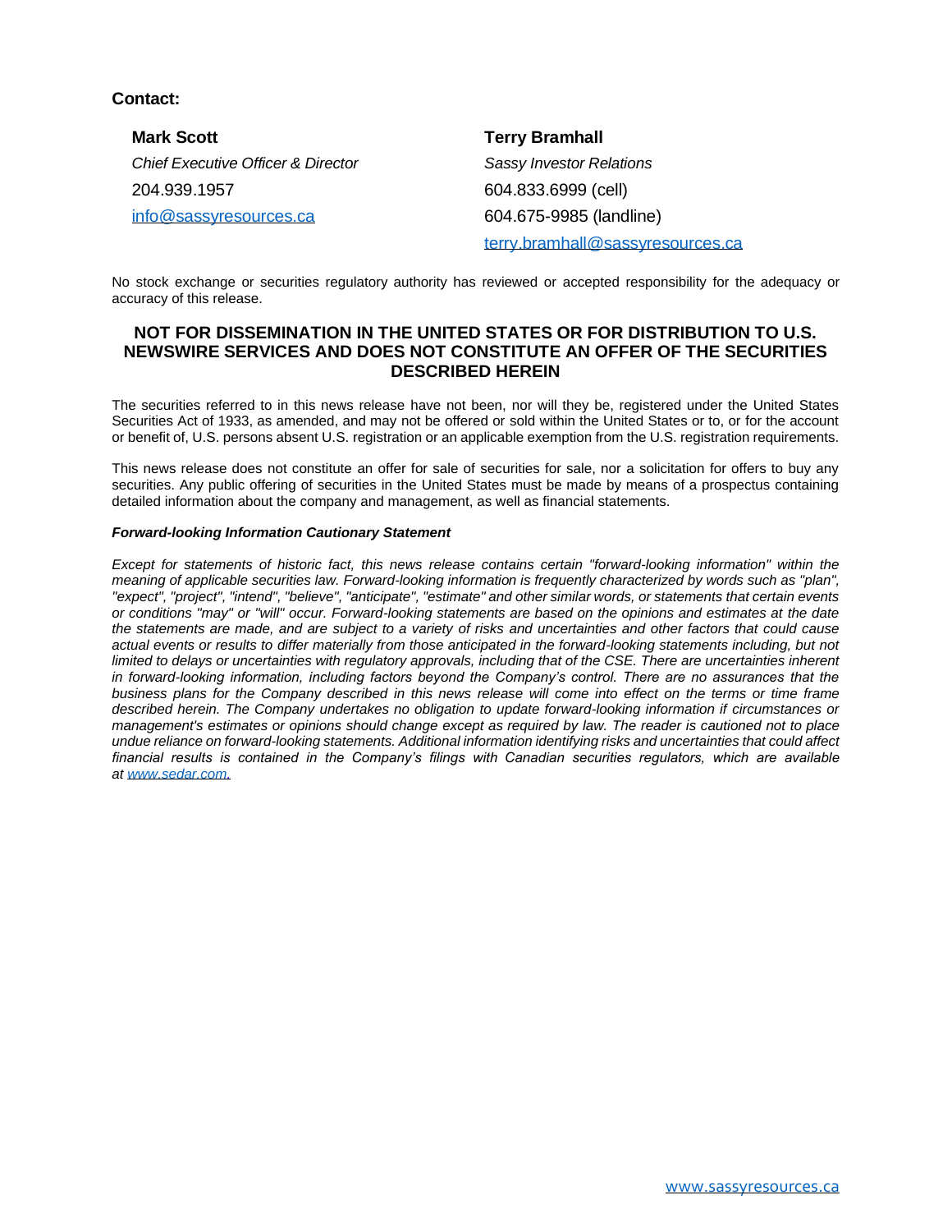**Contact:**

**Mark Scott**
*Chief Executive Officer & Director*
204.939.1957
info@sassyresources.ca

**Terry Bramhall**
*Sassy Investor Relations*
604.833.6999 (cell)
604.675-9985 (landline)
terry.bramhall@sassyresources.ca

No stock exchange or securities regulatory authority has reviewed or accepted responsibility for the adequacy or accuracy of this release.

**NOT FOR DISSEMINATION IN THE UNITED STATES OR FOR DISTRIBUTION TO U.S. NEWSWIRE SERVICES AND DOES NOT CONSTITUTE AN OFFER OF THE SECURITIES DESCRIBED HEREIN**

The securities referred to in this news release have not been, nor will they be, registered under the United States Securities Act of 1933, as amended, and may not be offered or sold within the United States or to, or for the account or benefit of, U.S. persons absent U.S. registration or an applicable exemption from the U.S. registration requirements.

This news release does not constitute an offer for sale of securities for sale, nor a solicitation for offers to buy any securities. Any public offering of securities in the United States must be made by means of a prospectus containing detailed information about the company and management, as well as financial statements.

***Forward-looking Information Cautionary Statement***

*Except for statements of historic fact, this news release contains certain "forward-looking information" within the meaning of applicable securities law. Forward-looking information is frequently characterized by words such as "plan", "expect", "project", "intend", "believe", "anticipate", "estimate" and other similar words, or statements that certain events or conditions "may" or "will" occur. Forward-looking statements are based on the opinions and estimates at the date the statements are made, and are subject to a variety of risks and uncertainties and other factors that could cause actual events or results to differ materially from those anticipated in the forward-looking statements including, but not limited to delays or uncertainties with regulatory approvals, including that of the CSE. There are uncertainties inherent in forward-looking information, including factors beyond the Company's control. There are no assurances that the business plans for the Company described in this news release will come into effect on the terms or time frame described herein. The Company undertakes no obligation to update forward-looking information if circumstances or management's estimates or opinions should change except as required by law. The reader is cautioned not to place undue reliance on forward-looking statements. Additional information identifying risks and uncertainties that could affect financial results is contained in the Company's filings with Canadian securities regulators, which are available at www.sedar.com.*